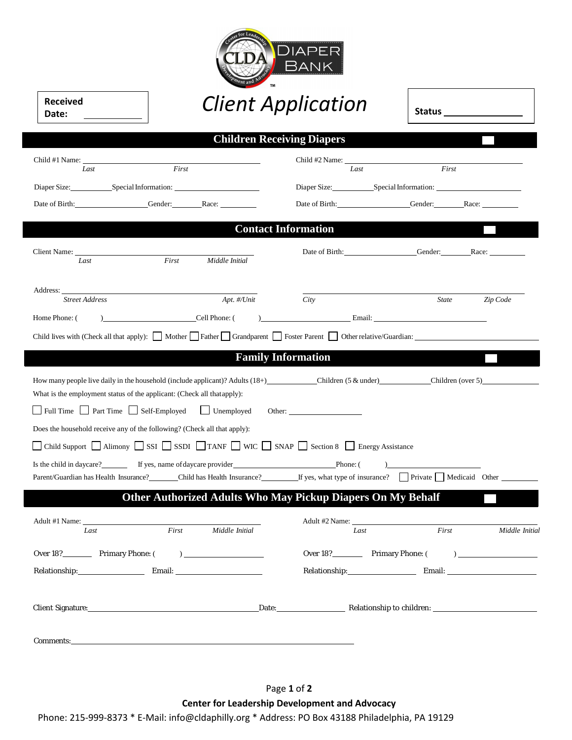**Received Date:** ____________

# Client Application

**Status** ______________

## Children Receiving Diapers

Child #1 Name: ______________________________
*Last* *First*

Diaper Size: __________ Special Information: ____________________

Date of Birth: ______________ Gender: ________ Race: ________

Child #2 Name: ______________________________
*Last* *First*

Diaper Size: __________ Special Information: ____________________

Date of Birth: ______________ Gender: ________ Race: ________

## Contact Information

Client Name: ______________________________
*Last* *First* *Middle Initial*

Date of Birth: ______________ Gender: ________ Race: ________

Address: ______________________________ ______________________________
*Street Address* *Apt. #/Unit* *City* *State* *Zip Code*

Home Phone: ( ) ______________ Cell Phone: ( ) ______________ Email: ______________

Child lives with (Check all that apply): ☐ Mother ☐ Father ☐ Grandparent ☐ Foster Parent ☐ Other relative/Guardian: ______________

## Family Information

How many people live daily in the household (include applicant)? Adults (18+) ________ Children (5 & under) ________ Children (over 5) ________

What is the employment status of the applicant: (Check all that apply):

☐ Full Time ☐ Part Time ☐ Self-Employed ☐ Unemployed Other: ______________

Does the household receive any of the following? (Check all that apply):

☐ Child Support ☐ Alimony ☐ SSI ☐ SSDI ☐ TANF ☐ WIC ☐ SNAP ☐ Section 8 ☐ Energy Assistance

Is the child in daycare? ______ If yes, name of daycare provider ______________ Phone: ( ) ______________

Parent/Guardian has Health Insurance? ______ Child has Health Insurance? ______ If yes, what type of insurance? ☐ Private ☐ Medicaid Other ______

## Other Authorized Adults Who May Pickup Diapers On My Behalf

Adult #1 Name: ______________________________
*Last* *First* *Middle Initial*

Over 18? ______ Primary Phone: ( ) ______________

Relationship: ______________ Email: ______________

Adult #2 Name: ______________________________
*Last* *First* *Middle Initial*

Over 18? ______ Primary Phone: ( ) ______________

Relationship: ______________ Email: ______________

Client Signature: ______________________________ Date: ______________ Relationship to children: ______________

Comments: ______________________________________________

**Center for Leadership Development and Advocacy**

Phone: 215-999-8373 * E-Mail: info@cldaphilly.org * Address: PO Box 43188 Philadelphia, PA 19129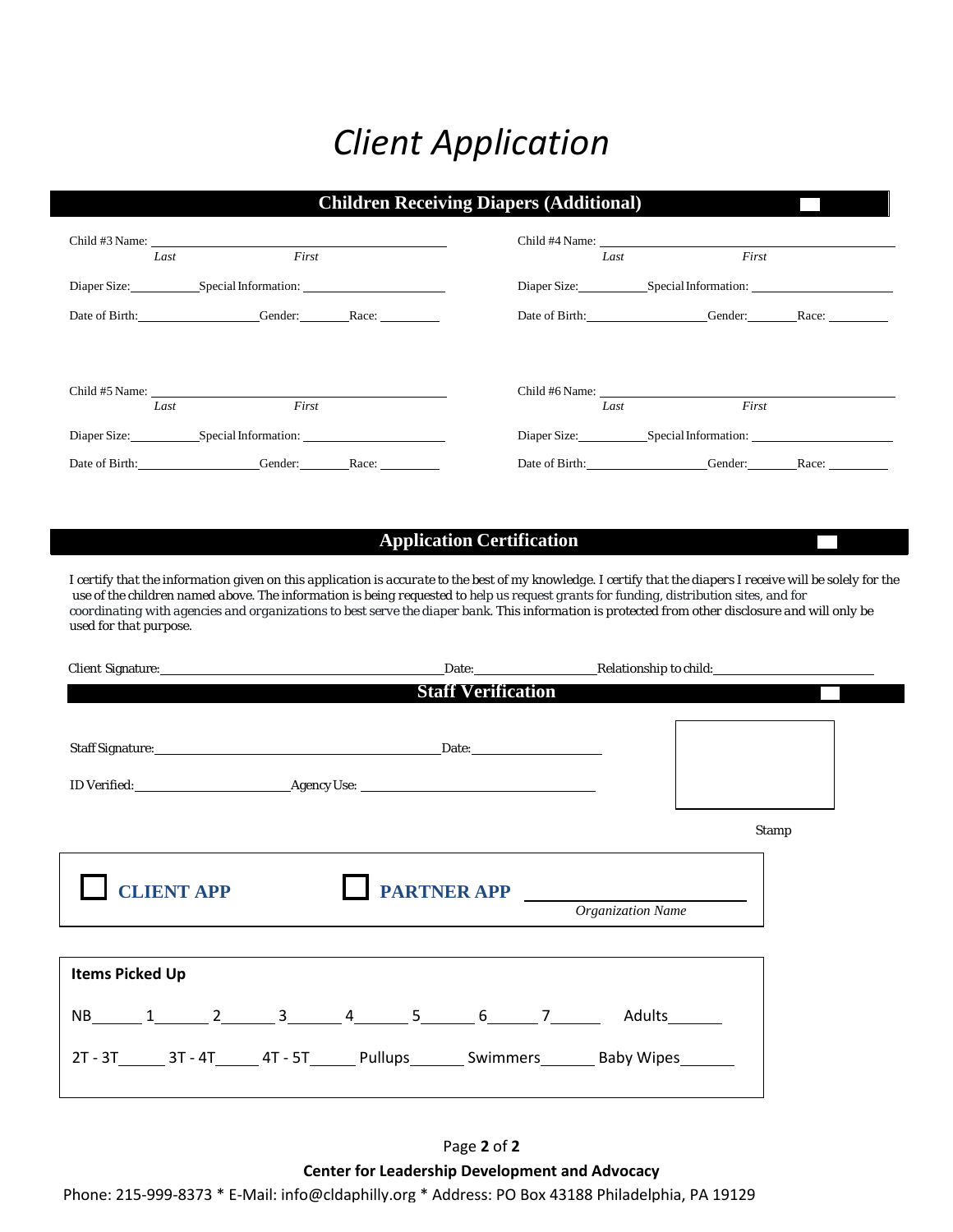# Client Application

## Children Receiving Diapers (Additional)

Child #3 Name: ______________________________
*Last* *First*

Diaper Size:__________ Special Information: ____________________

Date of Birth:________________ Gender:________ Race: ________

Child #4 Name: ______________________________
*Last* *First*

Diaper Size:__________ Special Information: ____________________

Date of Birth:________________ Gender:________ Race: ________

Child #5 Name: ______________________________
*Last* *First*

Diaper Size:__________ Special Information: ____________________

Date of Birth:________________ Gender:________ Race: ________

Child #6 Name: ______________________________
*Last* *First*

Diaper Size:__________ Special Information: ____________________

Date of Birth:________________ Gender:________ Race: ________

## Application Certification

*I certify that the information given on this application is accurate to the best of my knowledge. I certify that the diapers I receive will be solely for the use of the children named above. The information is being requested to help us request grants for funding, distribution sites, and for coordinating with agencies and organizations to best serve the diaper bank. This information is protected from other disclosure and will only be used for that purpose.*

Client Signature:______________________________ Date:______________ Relationship to child:____________________

## Staff Verification

Staff Signature:______________________________ Date:______________

ID Verified:____________________ Agency Use: ______________________________

Stamp

☐ **CLIENT APP** ☐ **PARTNER APP** ______________________
*Organization Name*

**Items Picked Up**

NB______ 1______ 2______ 3______ 4______ 5______ 6______ 7______ Adults______

2T - 3T______ 3T - 4T______ 4T - 5T______ Pullups______ Swimmers______ Baby Wipes______

**Center for Leadership Development and Advocacy**

Phone: 215-999-8373 * E-Mail: info@cldaphilly.org * Address: PO Box 43188 Philadelphia, PA 19129